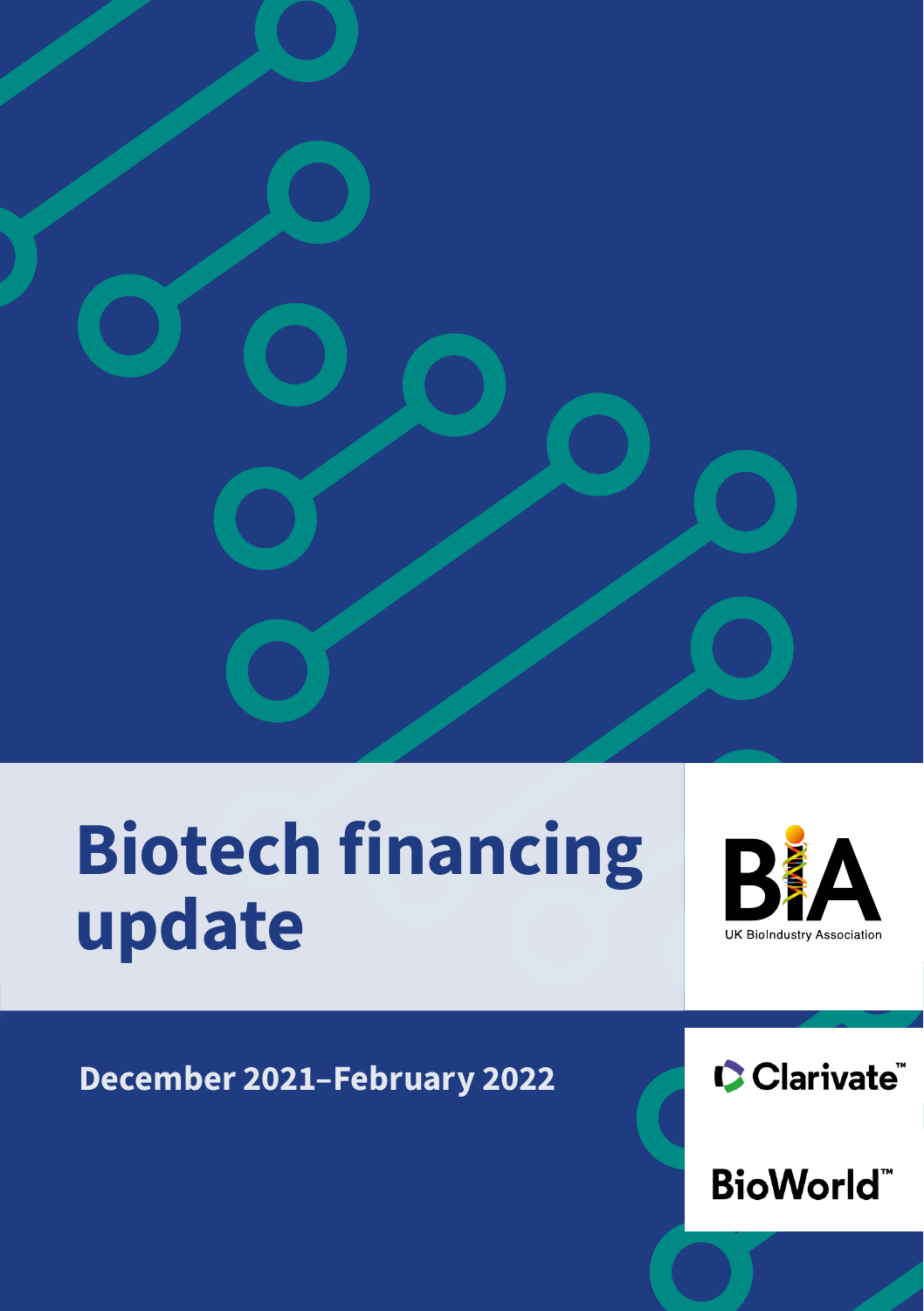# Biotech financing update

December 2021–February 2022

UK BioIndustry Association

Clarivate

BioWorld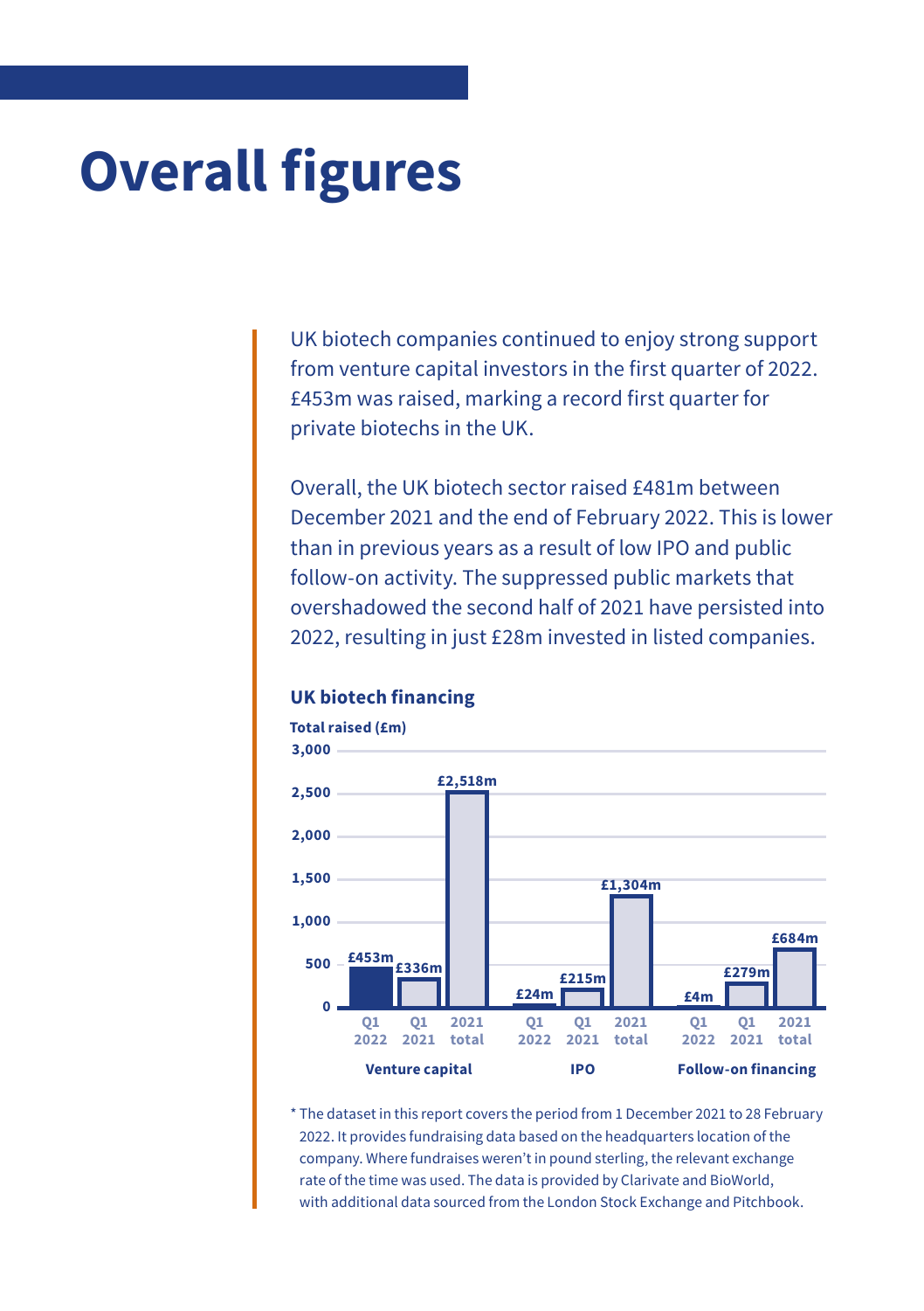# Overall figures

UK biotech companies continued to enjoy strong support from venture capital investors in the first quarter of 2022. £453m was raised, marking a record first quarter for private biotechs in the UK.

Overall, the UK biotech sector raised £481m between December 2021 and the end of February 2022. This is lower than in previous years as a result of low IPO and public follow-on activity. The suppressed public markets that overshadowed the second half of 2021 have persisted into 2022, resulting in just £28m invested in listed companies.

**UK biotech financing**

Total raised (£m)

| | Q1 2022 | Q1 2021 | 2021 total |
|---|---|---|---|
| Venture capital | £453m | £336m | £2,518m |
| IPO | £24m | £215m | £1,304m |
| Follow-on financing | £4m | £279m | £684m |

* The dataset in this report covers the period from 1 December 2021 to 28 February 2022. It provides fundraising data based on the headquarters location of the company. Where fundraises weren't in pound sterling, the relevant exchange rate of the time was used. The data is provided by Clarivate and BioWorld, with additional data sourced from the London Stock Exchange and Pitchbook.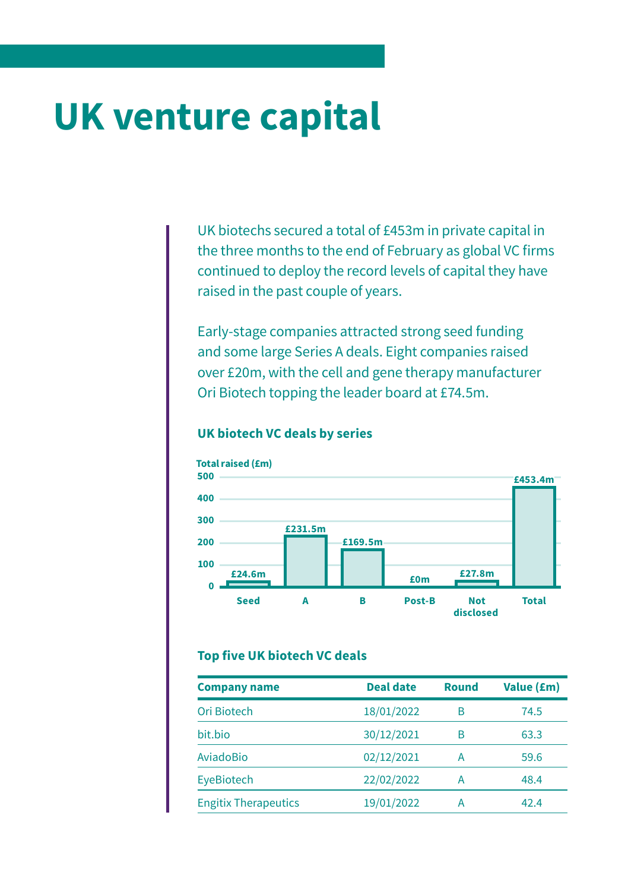# UK venture capital

UK biotechs secured a total of £453m in private capital in the three months to the end of February as global VC firms continued to deploy the record levels of capital they have raised in the past couple of years.

Early-stage companies attracted strong seed funding and some large Series A deals. Eight companies raised over £20m, with the cell and gene therapy manufacturer Ori Biotech topping the leader board at £74.5m.

### UK biotech VC deals by series

Total raised (£m)

| Series | Total raised (£m) |
|---|---|
| Seed | £24.6m |
| A | £231.5m |
| B | £169.5m |
| Post-B | £0m |
| Not disclosed | £27.8m |
| Total | £453.4m |

### Top five UK biotech VC deals

| Company name | Deal date | Round | Value (£m) |
|---|---|---|---|
| Ori Biotech | 18/01/2022 | B | 74.5 |
| bit.bio | 30/12/2021 | B | 63.3 |
| AviadoBio | 02/12/2021 | A | 59.6 |
| EyeBiotech | 22/02/2022 | A | 48.4 |
| Engitix Therapeutics | 19/01/2022 | A | 42.4 |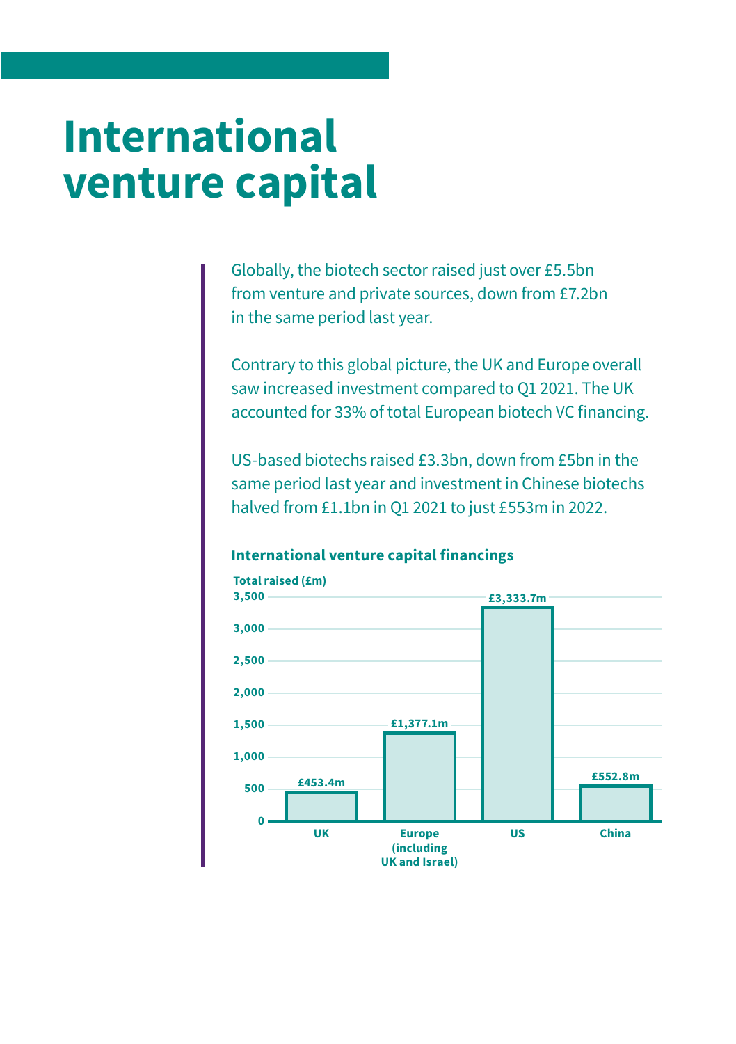# International venture capital

Globally, the biotech sector raised just over £5.5bn from venture and private sources, down from £7.2bn in the same period last year.

Contrary to this global picture, the UK and Europe overall saw increased investment compared to Q1 2021. The UK accounted for 33% of total European biotech VC financing.

US-based biotechs raised £3.3bn, down from £5bn in the same period last year and investment in Chinese biotechs halved from £1.1bn in Q1 2021 to just £553m in 2022.

**International venture capital financings**

| Region | Total raised (£m) |
|---|---|
| UK | £453.4m |
| Europe (including UK and Israel) | £1,377.1m |
| US | £3,333.7m |
| China | £552.8m |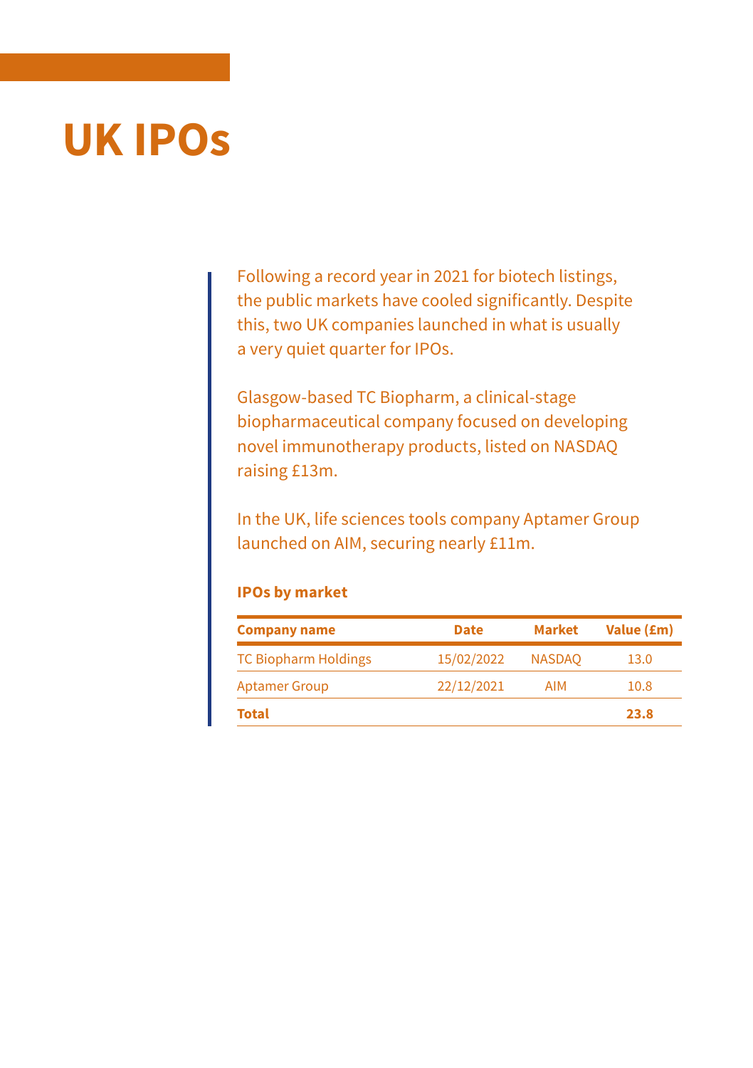# UK IPOs

Following a record year in 2021 for biotech listings, the public markets have cooled significantly. Despite this, two UK companies launched in what is usually a very quiet quarter for IPOs.

Glasgow-based TC Biopharm, a clinical-stage biopharmaceutical company focused on developing novel immunotherapy products, listed on NASDAQ raising £13m.

In the UK, life sciences tools company Aptamer Group launched on AIM, securing nearly £11m.

**IPOs by market**

| Company name | Date | Market | Value (£m) |
|---|---|---|---|
| TC Biopharm Holdings | 15/02/2022 | NASDAQ | 13.0 |
| Aptamer Group | 22/12/2021 | AIM | 10.8 |
| **Total** | | | **23.8** |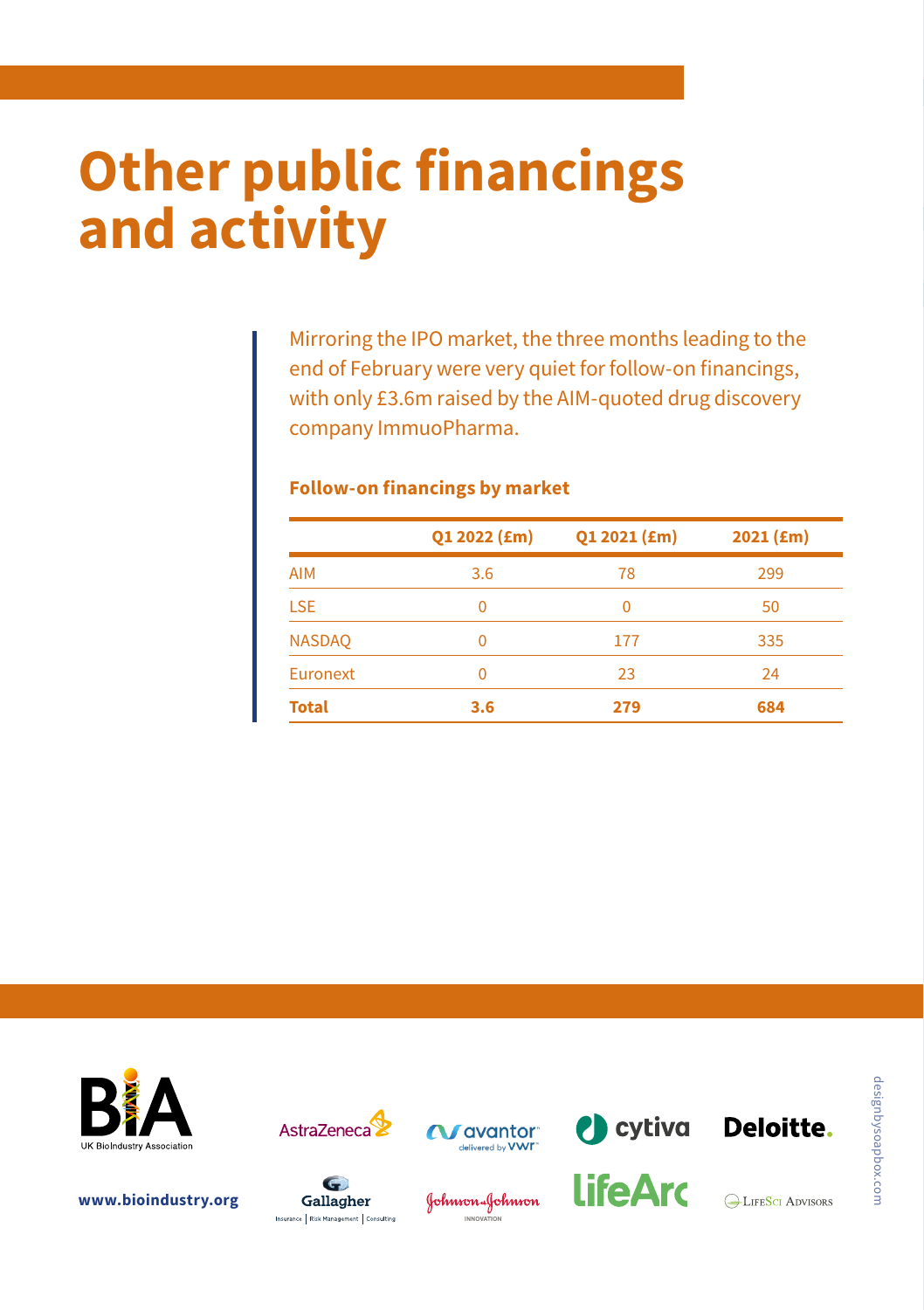# Other public financings and activity

Mirroring the IPO market, the three months leading to the end of February were very quiet for follow-on financings, with only £3.6m raised by the AIM-quoted drug discovery company ImmuoPharma.

**Follow-on financings by market**

| | Q1 2022 (£m) | Q1 2021 (£m) | 2021 (£m) |
|---|---|---|---|
| AIM | 3.6 | 78 | 299 |
| LSE | 0 | 0 | 50 |
| NASDAQ | 0 | 177 | 335 |
| Euronext | 0 | 23 | 24 |
| **Total** | **3.6** | **279** | **684** |

UK BioIndustry Association

**www.bioindustry.org**

designbysoapbox.com